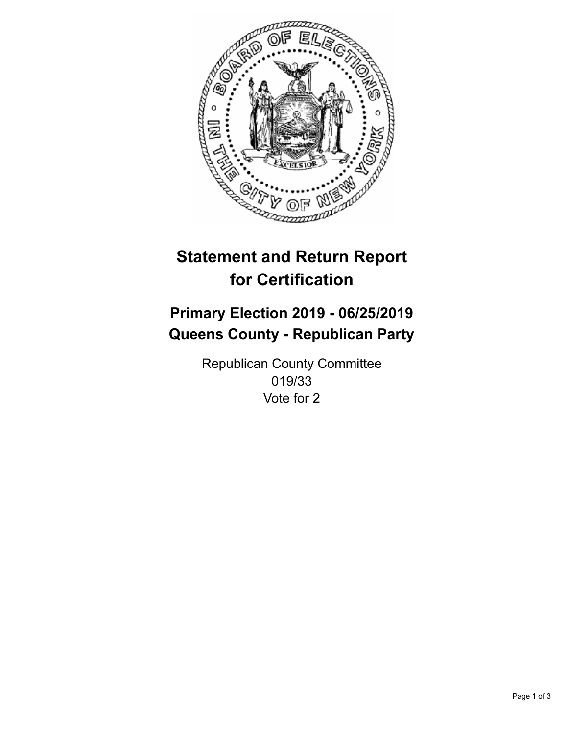# Statement and Return Report for Certification

## Primary Election 2019 - 06/25/2019
## Queens County - Republican Party

Republican County Committee
019/33
Vote for 2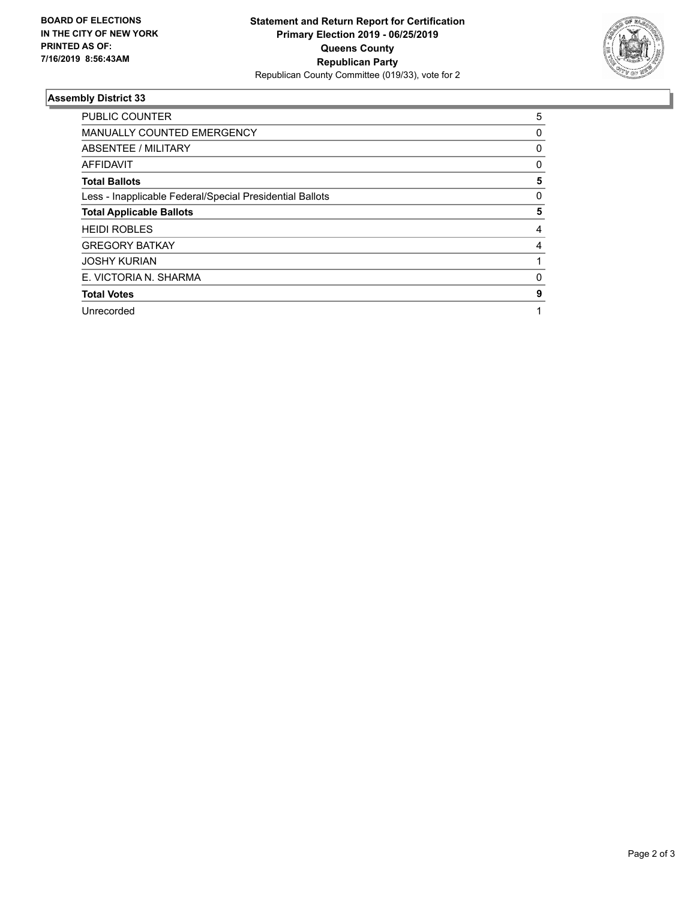**BOARD OF ELECTIONS IN THE CITY OF NEW YORK PRINTED AS OF: 7/16/2019 8:56:43AM**

**Statement and Return Report for Certification Primary Election 2019 - 06/25/2019 Queens County Republican Party**

Republican County Committee (019/33), vote for 2

### Assembly District 33

| | |
|---|---|
| PUBLIC COUNTER | 5 |
| MANUALLY COUNTED EMERGENCY | 0 |
| ABSENTEE / MILITARY | 0 |
| AFFIDAVIT | 0 |
| **Total Ballots** | **5** |
| Less - Inapplicable Federal/Special Presidential Ballots | 0 |
| **Total Applicable Ballots** | **5** |
| HEIDI ROBLES | 4 |
| GREGORY BATKAY | 4 |
| JOSHY KURIAN | 1 |
| E. VICTORIA N. SHARMA | 0 |
| **Total Votes** | **9** |
| Unrecorded | 1 |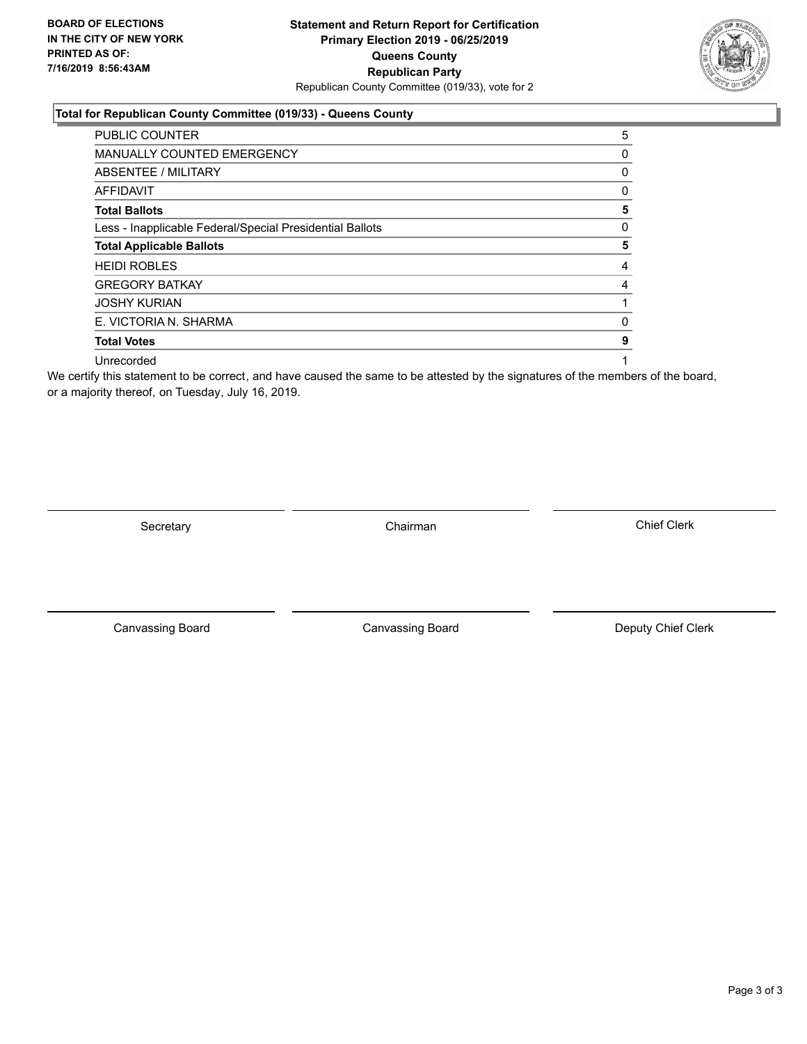**BOARD OF ELECTIONS IN THE CITY OF NEW YORK PRINTED AS OF: 7/16/2019 8:56:43AM**

**Statement and Return Report for Certification Primary Election 2019 - 06/25/2019 Queens County Republican Party**

Republican County Committee (019/33), vote for 2

### Total for Republican County Committee (019/33) - Queens County

| | |
|---|---|
| PUBLIC COUNTER | 5 |
| MANUALLY COUNTED EMERGENCY | 0 |
| ABSENTEE / MILITARY | 0 |
| AFFIDAVIT | 0 |
| **Total Ballots** | **5** |
| Less - Inapplicable Federal/Special Presidential Ballots | 0 |
| **Total Applicable Ballots** | **5** |
| HEIDI ROBLES | 4 |
| GREGORY BATKAY | 4 |
| JOSHY KURIAN | 1 |
| E. VICTORIA N. SHARMA | 0 |
| **Total Votes** | **9** |
| Unrecorded | 1 |

We certify this statement to be correct, and have caused the same to be attested by the signatures of the members of the board, or a majority thereof, on Tuesday, July 16, 2019.

Secretary

Chairman

Chief Clerk

Canvassing Board

Canvassing Board

Deputy Chief Clerk